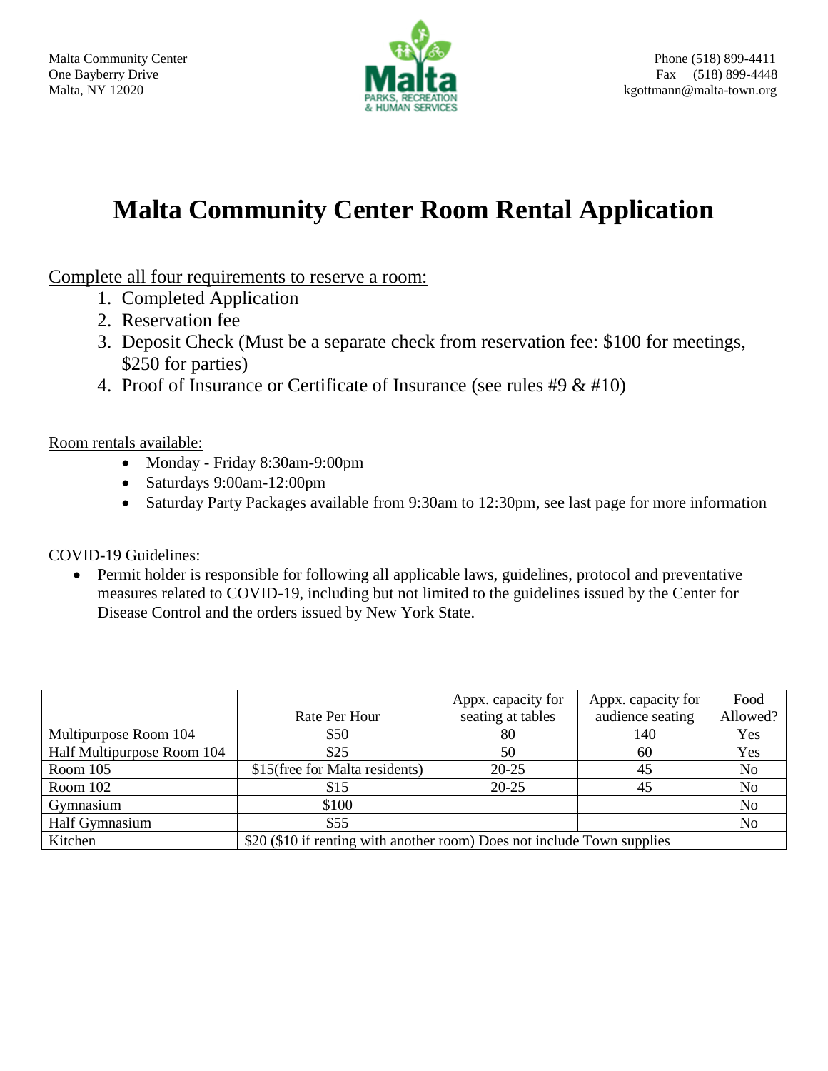Malta Community Center
One Bayberry Drive
Malta, NY 12020

Phone (518) 899-4411
Fax (518) 899-4448
kgottmann@malta-town.org

# Malta Community Center Room Rental Application

Complete all four requirements to reserve a room:

1. Completed Application
2. Reservation fee
3. Deposit Check (Must be a separate check from reservation fee: $100 for meetings, $250 for parties)
4. Proof of Insurance or Certificate of Insurance (see rules #9 & #10)

Room rentals available:

- Monday - Friday 8:30am-9:00pm
- Saturdays 9:00am-12:00pm
- Saturday Party Packages available from 9:30am to 12:30pm, see last page for more information

COVID-19 Guidelines:

- Permit holder is responsible for following all applicable laws, guidelines, protocol and preventative measures related to COVID-19, including but not limited to the guidelines issued by the Center for Disease Control and the orders issued by New York State.

| | Rate Per Hour | Appx. capacity for seating at tables | Appx. capacity for audience seating | Food Allowed? |
|---|---|---|---|---|
| Multipurpose Room 104 | $50 | 80 | 140 | Yes |
| Half Multipurpose Room 104 | $25 | 50 | 60 | Yes |
| Room 105 | $15(free for Malta residents) | 20-25 | 45 | No |
| Room 102 | $15 | 20-25 | 45 | No |
| Gymnasium | $100 | | | No |
| Half Gymnasium | $55 | | | No |
| Kitchen | $20 ($10 if renting with another room) Does not include Town supplies | | | |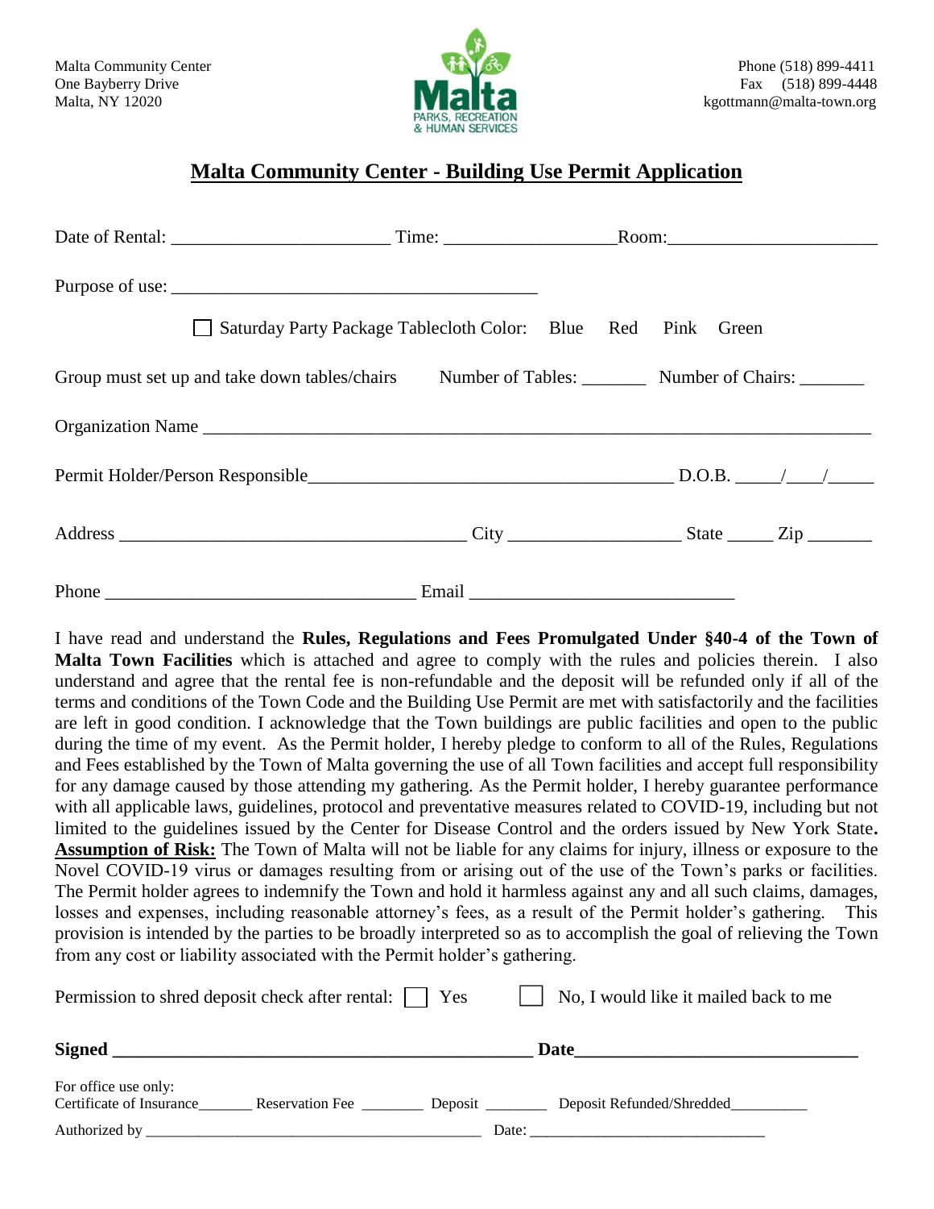Malta Community Center
One Bayberry Drive
Malta, NY 12020

Phone (518) 899-4411
Fax (518) 899-4448
kgottmann@malta-town.org

# Malta Community Center - Building Use Permit Application

Date of Rental: ______________________ Time: __________________ Room: ______________________

Purpose of use: ________________________________________

☐ Saturday Party Package Tablecloth Color: Blue Red Pink Green

Group must set up and take down tables/chairs Number of Tables: _______ Number of Chairs: _______

Organization Name ____________________________________________________________________

Permit Holder/Person Responsible ________________________________________ D.O.B. ____/____/_____

Address ____________________________________ City __________________ State _____ Zip _______

Phone __________________________________ Email ____________________________

I have read and understand the **Rules, Regulations and Fees Promulgated Under §40-4 of the Town of Malta Town Facilities** which is attached and agree to comply with the rules and policies therein. I also understand and agree that the rental fee is non-refundable and the deposit will be refunded only if all of the terms and conditions of the Town Code and the Building Use Permit are met with satisfactorily and the facilities are left in good condition. I acknowledge that the Town buildings are public facilities and open to the public during the time of my event. As the Permit holder, I hereby pledge to conform to all of the Rules, Regulations and Fees established by the Town of Malta governing the use of all Town facilities and accept full responsibility for any damage caused by those attending my gathering. As the Permit holder, I hereby guarantee performance with all applicable laws, guidelines, protocol and preventative measures related to COVID-19, including but not limited to the guidelines issued by the Center for Disease Control and the orders issued by New York State. **Assumption of Risk:** The Town of Malta will not be liable for any claims for injury, illness or exposure to the Novel COVID-19 virus or damages resulting from or arising out of the use of the Town's parks or facilities. The Permit holder agrees to indemnify the Town and hold it harmless against any and all such claims, damages, losses and expenses, including reasonable attorney's fees, as a result of the Permit holder's gathering. This provision is intended by the parties to be broadly interpreted so as to accomplish the goal of relieving the Town from any cost or liability associated with the Permit holder's gathering.

Permission to shred deposit check after rental: ☐ Yes ☐ No, I would like it mailed back to me

**Signed** ______________________________________________ **Date** ______________________________

For office use only:
Certificate of Insurance_______ Reservation Fee ________ Deposit ________ Deposit Refunded/Shredded__________

Authorized by ____________________________________________ Date: ______________________________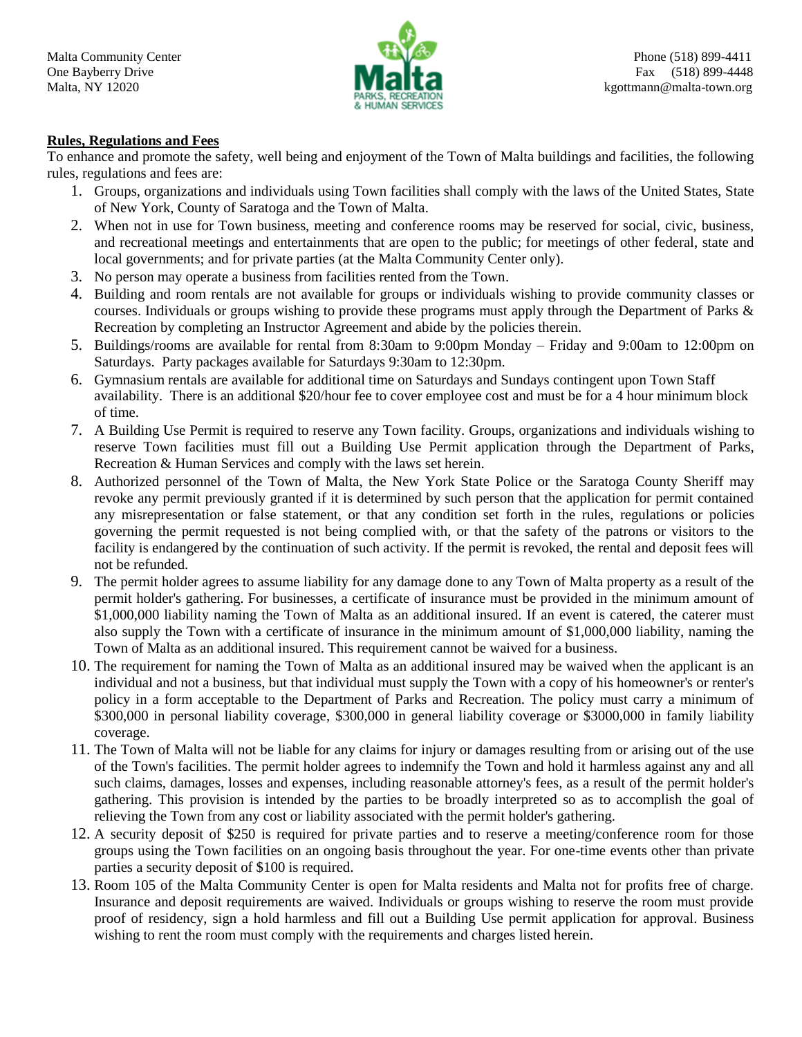Malta Community Center
One Bayberry Drive
Malta, NY 12020

Phone (518) 899-4411
Fax (518) 899-4448
kgottmann@malta-town.org

**Rules, Regulations and Fees**

To enhance and promote the safety, well being and enjoyment of the Town of Malta buildings and facilities, the following rules, regulations and fees are:

1. Groups, organizations and individuals using Town facilities shall comply with the laws of the United States, State of New York, County of Saratoga and the Town of Malta.
2. When not in use for Town business, meeting and conference rooms may be reserved for social, civic, business, and recreational meetings and entertainments that are open to the public; for meetings of other federal, state and local governments; and for private parties (at the Malta Community Center only).
3. No person may operate a business from facilities rented from the Town.
4. Building and room rentals are not available for groups or individuals wishing to provide community classes or courses. Individuals or groups wishing to provide these programs must apply through the Department of Parks & Recreation by completing an Instructor Agreement and abide by the policies therein.
5. Buildings/rooms are available for rental from 8:30am to 9:00pm Monday – Friday and 9:00am to 12:00pm on Saturdays. Party packages available for Saturdays 9:30am to 12:30pm.
6. Gymnasium rentals are available for additional time on Saturdays and Sundays contingent upon Town Staff availability. There is an additional $20/hour fee to cover employee cost and must be for a 4 hour minimum block of time.
7. A Building Use Permit is required to reserve any Town facility. Groups, organizations and individuals wishing to reserve Town facilities must fill out a Building Use Permit application through the Department of Parks, Recreation & Human Services and comply with the laws set herein.
8. Authorized personnel of the Town of Malta, the New York State Police or the Saratoga County Sheriff may revoke any permit previously granted if it is determined by such person that the application for permit contained any misrepresentation or false statement, or that any condition set forth in the rules, regulations or policies governing the permit requested is not being complied with, or that the safety of the patrons or visitors to the facility is endangered by the continuation of such activity. If the permit is revoked, the rental and deposit fees will not be refunded.
9. The permit holder agrees to assume liability for any damage done to any Town of Malta property as a result of the permit holder's gathering. For businesses, a certificate of insurance must be provided in the minimum amount of $1,000,000 liability naming the Town of Malta as an additional insured. If an event is catered, the caterer must also supply the Town with a certificate of insurance in the minimum amount of $1,000,000 liability, naming the Town of Malta as an additional insured. This requirement cannot be waived for a business.
10. The requirement for naming the Town of Malta as an additional insured may be waived when the applicant is an individual and not a business, but that individual must supply the Town with a copy of his homeowner's or renter's policy in a form acceptable to the Department of Parks and Recreation. The policy must carry a minimum of $300,000 in personal liability coverage, $300,000 in general liability coverage or $3000,000 in family liability coverage.
11. The Town of Malta will not be liable for any claims for injury or damages resulting from or arising out of the use of the Town's facilities. The permit holder agrees to indemnify the Town and hold it harmless against any and all such claims, damages, losses and expenses, including reasonable attorney's fees, as a result of the permit holder's gathering. This provision is intended by the parties to be broadly interpreted so as to accomplish the goal of relieving the Town from any cost or liability associated with the permit holder's gathering.
12. A security deposit of $250 is required for private parties and to reserve a meeting/conference room for those groups using the Town facilities on an ongoing basis throughout the year. For one-time events other than private parties a security deposit of $100 is required.
13. Room 105 of the Malta Community Center is open for Malta residents and Malta not for profits free of charge. Insurance and deposit requirements are waived. Individuals or groups wishing to reserve the room must provide proof of residency, sign a hold harmless and fill out a Building Use permit application for approval. Business wishing to rent the room must comply with the requirements and charges listed herein.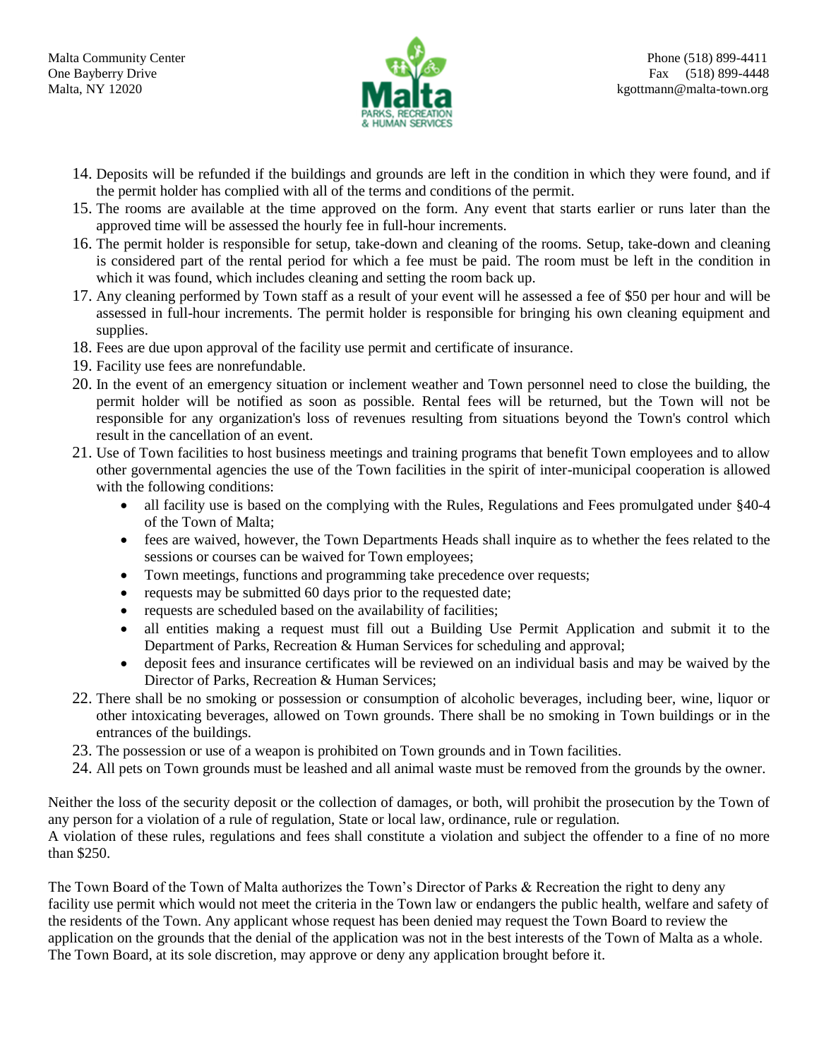Malta Community Center
One Bayberry Drive
Malta, NY 12020

Phone (518) 899-4411
Fax (518) 899-4448
kgottmann@malta-town.org

14. Deposits will be refunded if the buildings and grounds are left in the condition in which they were found, and if the permit holder has complied with all of the terms and conditions of the permit.
15. The rooms are available at the time approved on the form. Any event that starts earlier or runs later than the approved time will be assessed the hourly fee in full-hour increments.
16. The permit holder is responsible for setup, take-down and cleaning of the rooms. Setup, take-down and cleaning is considered part of the rental period for which a fee must be paid. The room must be left in the condition in which it was found, which includes cleaning and setting the room back up.
17. Any cleaning performed by Town staff as a result of your event will he assessed a fee of $50 per hour and will be assessed in full-hour increments. The permit holder is responsible for bringing his own cleaning equipment and supplies.
18. Fees are due upon approval of the facility use permit and certificate of insurance.
19. Facility use fees are nonrefundable.
20. In the event of an emergency situation or inclement weather and Town personnel need to close the building, the permit holder will be notified as soon as possible. Rental fees will be returned, but the Town will not be responsible for any organization's loss of revenues resulting from situations beyond the Town's control which result in the cancellation of an event.
21. Use of Town facilities to host business meetings and training programs that benefit Town employees and to allow other governmental agencies the use of the Town facilities in the spirit of inter-municipal cooperation is allowed with the following conditions:
    - all facility use is based on the complying with the Rules, Regulations and Fees promulgated under §40-4 of the Town of Malta;
    - fees are waived, however, the Town Departments Heads shall inquire as to whether the fees related to the sessions or courses can be waived for Town employees;
    - Town meetings, functions and programming take precedence over requests;
    - requests may be submitted 60 days prior to the requested date;
    - requests are scheduled based on the availability of facilities;
    - all entities making a request must fill out a Building Use Permit Application and submit it to the Department of Parks, Recreation & Human Services for scheduling and approval;
    - deposit fees and insurance certificates will be reviewed on an individual basis and may be waived by the Director of Parks, Recreation & Human Services;
22. There shall be no smoking or possession or consumption of alcoholic beverages, including beer, wine, liquor or other intoxicating beverages, allowed on Town grounds. There shall be no smoking in Town buildings or in the entrances of the buildings.
23. The possession or use of a weapon is prohibited on Town grounds and in Town facilities.
24. All pets on Town grounds must be leashed and all animal waste must be removed from the grounds by the owner.

Neither the loss of the security deposit or the collection of damages, or both, will prohibit the prosecution by the Town of any person for a violation of a rule of regulation, State or local law, ordinance, rule or regulation.
A violation of these rules, regulations and fees shall constitute a violation and subject the offender to a fine of no more than $250.

The Town Board of the Town of Malta authorizes the Town's Director of Parks & Recreation the right to deny any facility use permit which would not meet the criteria in the Town law or endangers the public health, welfare and safety of the residents of the Town. Any applicant whose request has been denied may request the Town Board to review the application on the grounds that the denial of the application was not in the best interests of the Town of Malta as a whole. The Town Board, at its sole discretion, may approve or deny any application brought before it.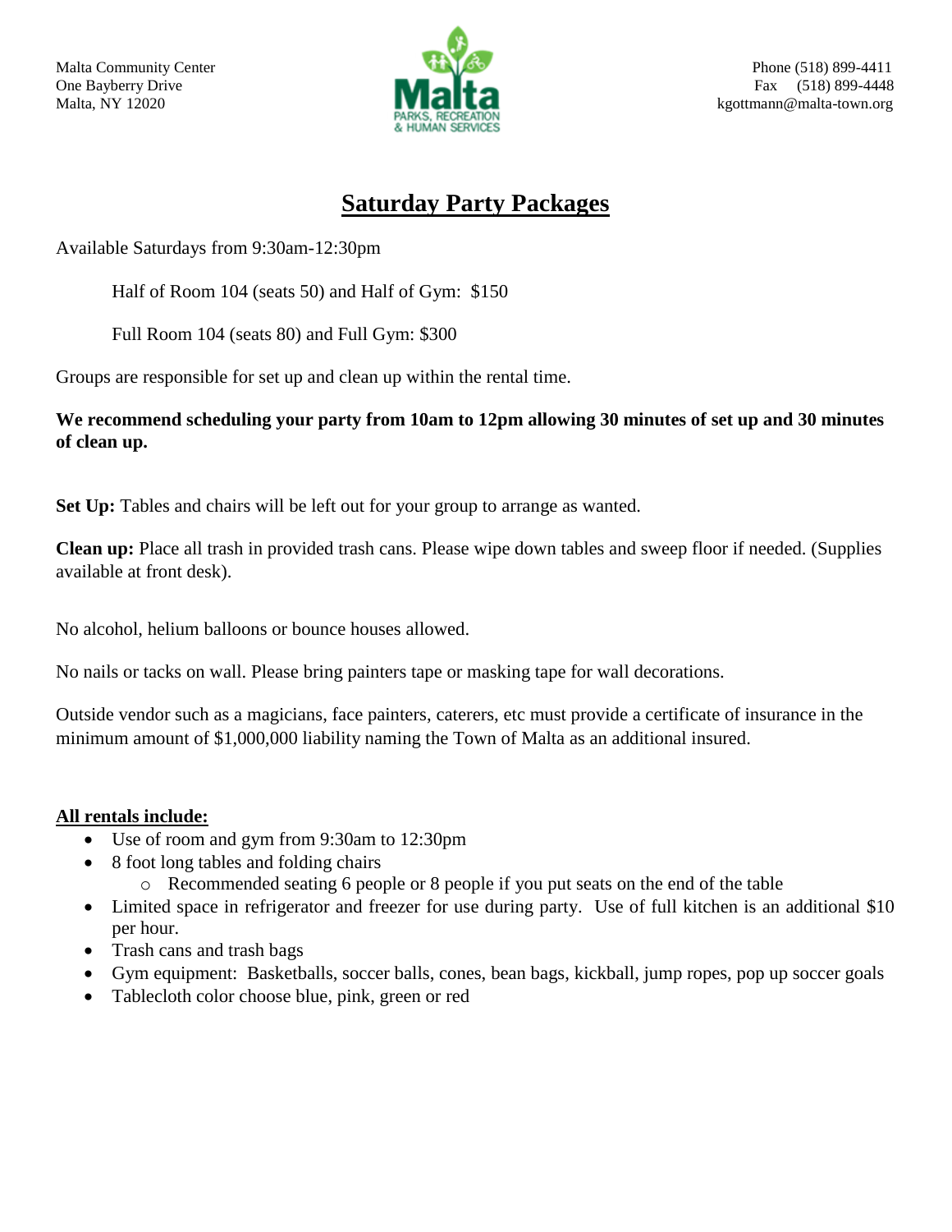Malta Community Center
One Bayberry Drive
Malta, NY 12020

Phone (518) 899-4411
Fax (518) 899-4448
kgottmann@malta-town.org

# Saturday Party Packages

Available Saturdays from 9:30am-12:30pm

Half of Room 104 (seats 50) and Half of Gym: $150

Full Room 104 (seats 80) and Full Gym: $300

Groups are responsible for set up and clean up within the rental time.

**We recommend scheduling your party from 10am to 12pm allowing 30 minutes of set up and 30 minutes of clean up.**

**Set Up:** Tables and chairs will be left out for your group to arrange as wanted.

**Clean up:** Place all trash in provided trash cans. Please wipe down tables and sweep floor if needed. (Supplies available at front desk).

No alcohol, helium balloons or bounce houses allowed.

No nails or tacks on wall. Please bring painters tape or masking tape for wall decorations.

Outside vendor such as a magicians, face painters, caterers, etc must provide a certificate of insurance in the minimum amount of $1,000,000 liability naming the Town of Malta as an additional insured.

**All rentals include:**

- Use of room and gym from 9:30am to 12:30pm
- 8 foot long tables and folding chairs
  - Recommended seating 6 people or 8 people if you put seats on the end of the table
- Limited space in refrigerator and freezer for use during party. Use of full kitchen is an additional $10 per hour.
- Trash cans and trash bags
- Gym equipment: Basketballs, soccer balls, cones, bean bags, kickball, jump ropes, pop up soccer goals
- Tablecloth color choose blue, pink, green or red